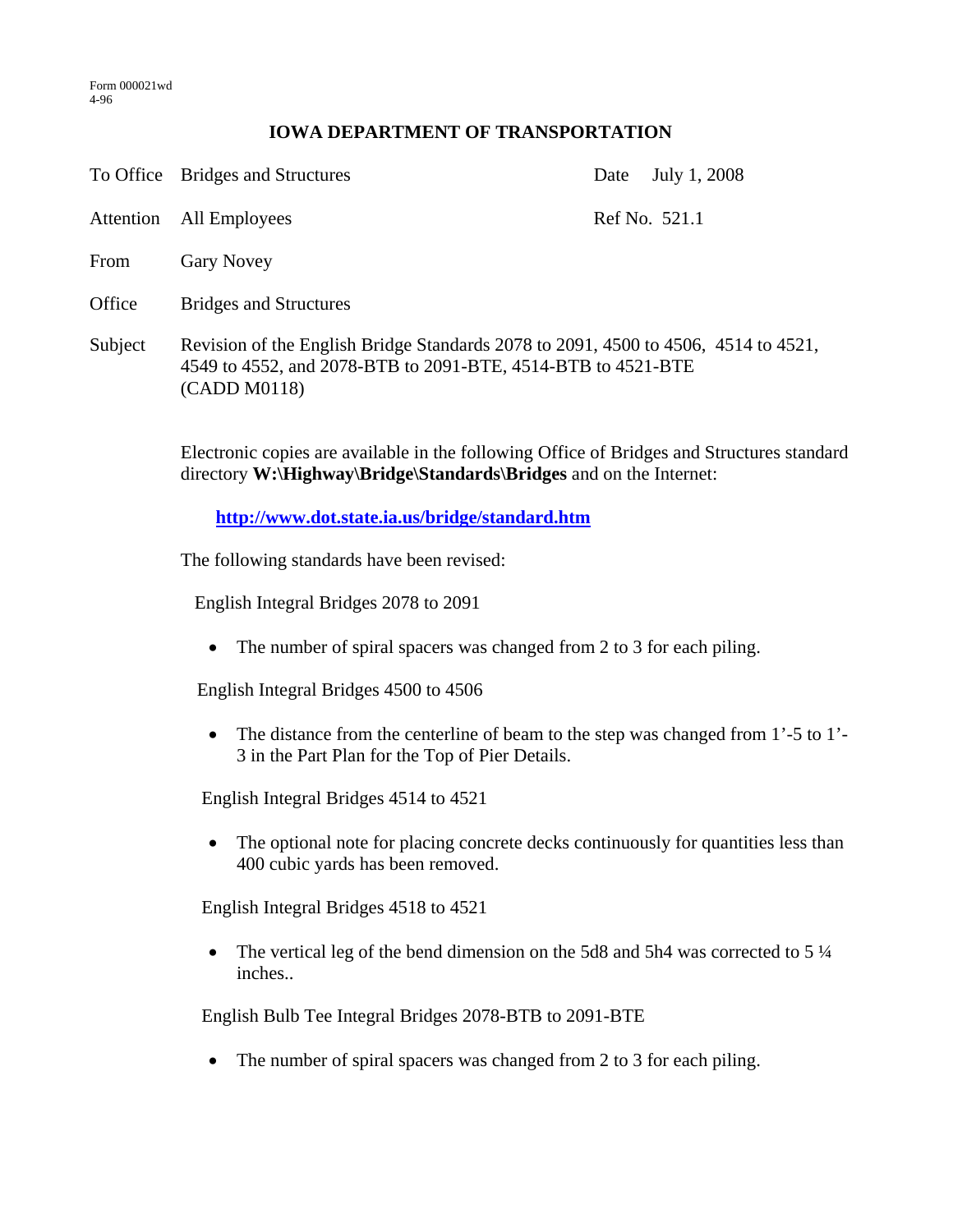Form 000021wd
4-96

# IOWA DEPARTMENT OF TRANSPORTATION

| | | | |
|---|---|---|---|
| To Office | Bridges and Structures | Date | July 1, 2008 |
| Attention | All Employees | Ref No. | 521.1 |
| From | Gary Novey | | |
| Office | Bridges and Structures | | |
| Subject | Revision of the English Bridge Standards 2078 to 2091, 4500 to 4506, 4514 to 4521, 4549 to 4552, and 2078-BTB to 2091-BTE, 4514-BTB to 4521-BTE (CADD M0118) | | |

Electronic copies are available in the following Office of Bridges and Structures standard directory **W:\Highway\Bridge\Standards\Bridges** and on the Internet:

**http://www.dot.state.ia.us/bridge/standard.htm**

The following standards have been revised:

English Integral Bridges 2078 to 2091

- The number of spiral spacers was changed from 2 to 3 for each piling.

English Integral Bridges 4500 to 4506

- The distance from the centerline of beam to the step was changed from 1'-5 to 1'-3 in the Part Plan for the Top of Pier Details.

English Integral Bridges 4514 to 4521

- The optional note for placing concrete decks continuously for quantities less than 400 cubic yards has been removed.

English Integral Bridges 4518 to 4521

- The vertical leg of the bend dimension on the 5d8 and 5h4 was corrected to 5 ¼ inches..

English Bulb Tee Integral Bridges 2078-BTB to 2091-BTE

- The number of spiral spacers was changed from 2 to 3 for each piling.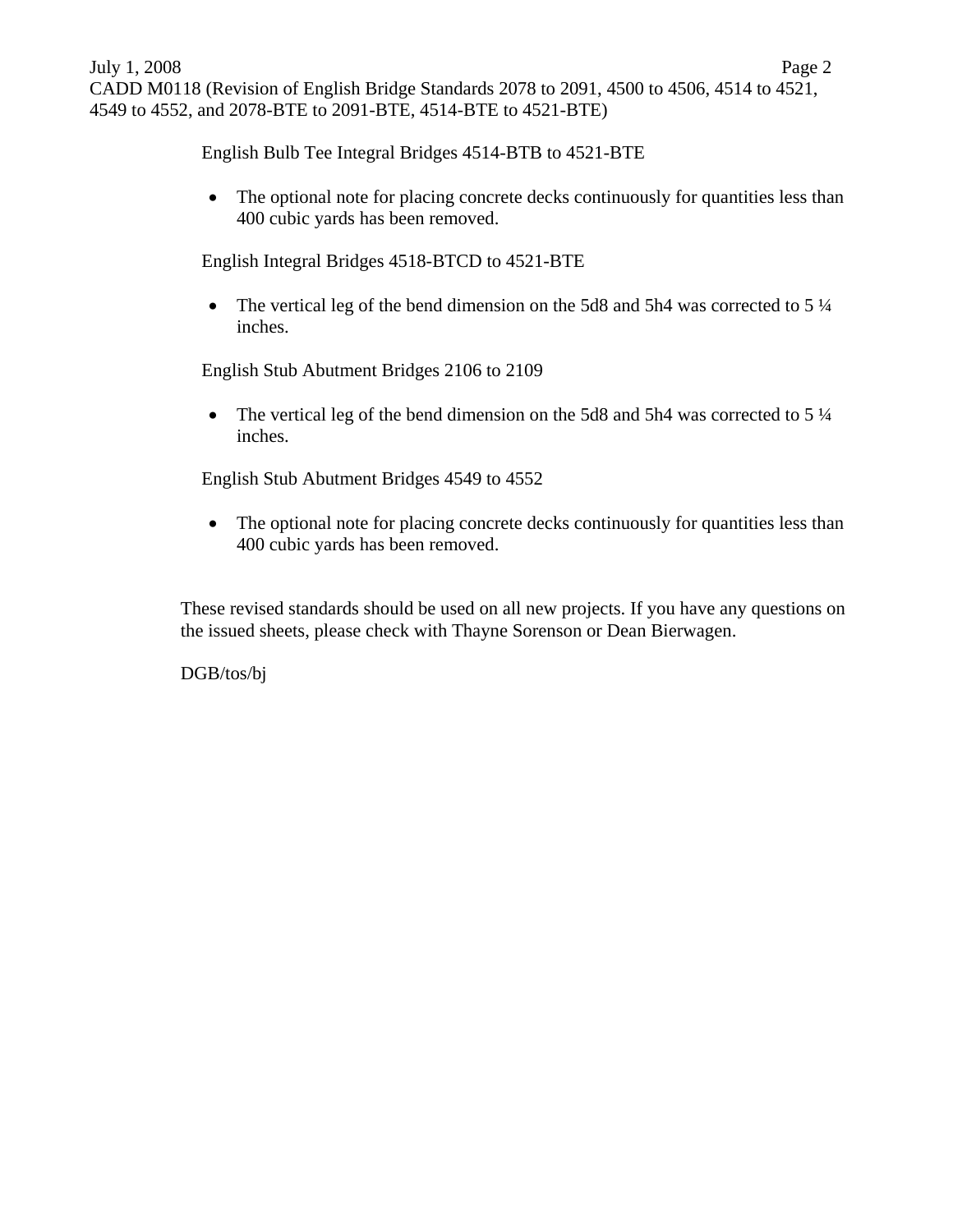English Bulb Tee Integral Bridges 4514-BTB to 4521-BTE

- The optional note for placing concrete decks continuously for quantities less than 400 cubic yards has been removed.

English Integral Bridges 4518-BTCD to 4521-BTE

- The vertical leg of the bend dimension on the 5d8 and 5h4 was corrected to 5 ¼ inches.

English Stub Abutment Bridges 2106 to 2109

- The vertical leg of the bend dimension on the 5d8 and 5h4 was corrected to 5 ¼ inches.

English Stub Abutment Bridges 4549 to 4552

- The optional note for placing concrete decks continuously for quantities less than 400 cubic yards has been removed.

These revised standards should be used on all new projects. If you have any questions on the issued sheets, please check with Thayne Sorenson or Dean Bierwagen.

DGB/tos/bj